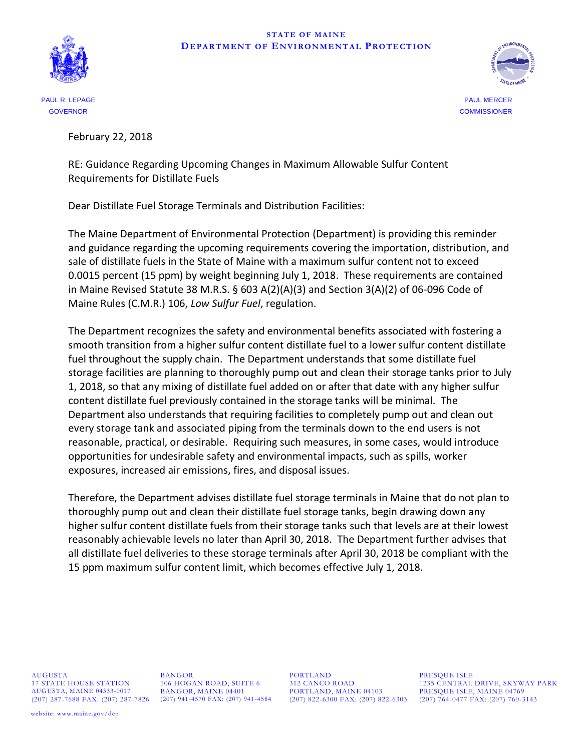**STATE OF MAINE**
**DEPARTMENT OF ENVIRONMENTAL PROTECTION**

PAUL R. LEPAGE
GOVERNOR

PAUL MERCER
COMMISSIONER

February 22, 2018

RE: Guidance Regarding Upcoming Changes in Maximum Allowable Sulfur Content Requirements for Distillate Fuels

Dear Distillate Fuel Storage Terminals and Distribution Facilities:

The Maine Department of Environmental Protection (Department) is providing this reminder and guidance regarding the upcoming requirements covering the importation, distribution, and sale of distillate fuels in the State of Maine with a maximum sulfur content not to exceed 0.0015 percent (15 ppm) by weight beginning July 1, 2018. These requirements are contained in Maine Revised Statute 38 M.R.S. § 603 A(2)(A)(3) and Section 3(A)(2) of 06-096 Code of Maine Rules (C.M.R.) 106, *Low Sulfur Fuel*, regulation.

The Department recognizes the safety and environmental benefits associated with fostering a smooth transition from a higher sulfur content distillate fuel to a lower sulfur content distillate fuel throughout the supply chain. The Department understands that some distillate fuel storage facilities are planning to thoroughly pump out and clean their storage tanks prior to July 1, 2018, so that any mixing of distillate fuel added on or after that date with any higher sulfur content distillate fuel previously contained in the storage tanks will be minimal. The Department also understands that requiring facilities to completely pump out and clean out every storage tank and associated piping from the terminals down to the end users is not reasonable, practical, or desirable. Requiring such measures, in some cases, would introduce opportunities for undesirable safety and environmental impacts, such as spills, worker exposures, increased air emissions, fires, and disposal issues.

Therefore, the Department advises distillate fuel storage terminals in Maine that do not plan to thoroughly pump out and clean their distillate fuel storage tanks, begin drawing down any higher sulfur content distillate fuels from their storage tanks such that levels are at their lowest reasonably achievable levels no later than April 30, 2018. The Department further advises that all distillate fuel deliveries to these storage terminals after April 30, 2018 be compliant with the 15 ppm maximum sulfur content limit, which becomes effective July 1, 2018.

AUGUSTA
17 STATE HOUSE STATION
AUGUSTA, MAINE 04333-0017
(207) 287-7688 FAX: (207) 287-7826

BANGOR
106 HOGAN ROAD, SUITE 6
BANGOR, MAINE 04401
(207) 941-4570 FAX: (207) 941-4584

PORTLAND
312 CANCO ROAD
PORTLAND, MAINE 04103
(207) 822-6300 FAX: (207) 822-6303

PRESQUE ISLE
1235 CENTRAL DRIVE, SKYWAY PARK
PRESQUE ISLE, MAINE 04769
(207) 764-0477 FAX: (207) 760-3143

website: www.maine.gov/dep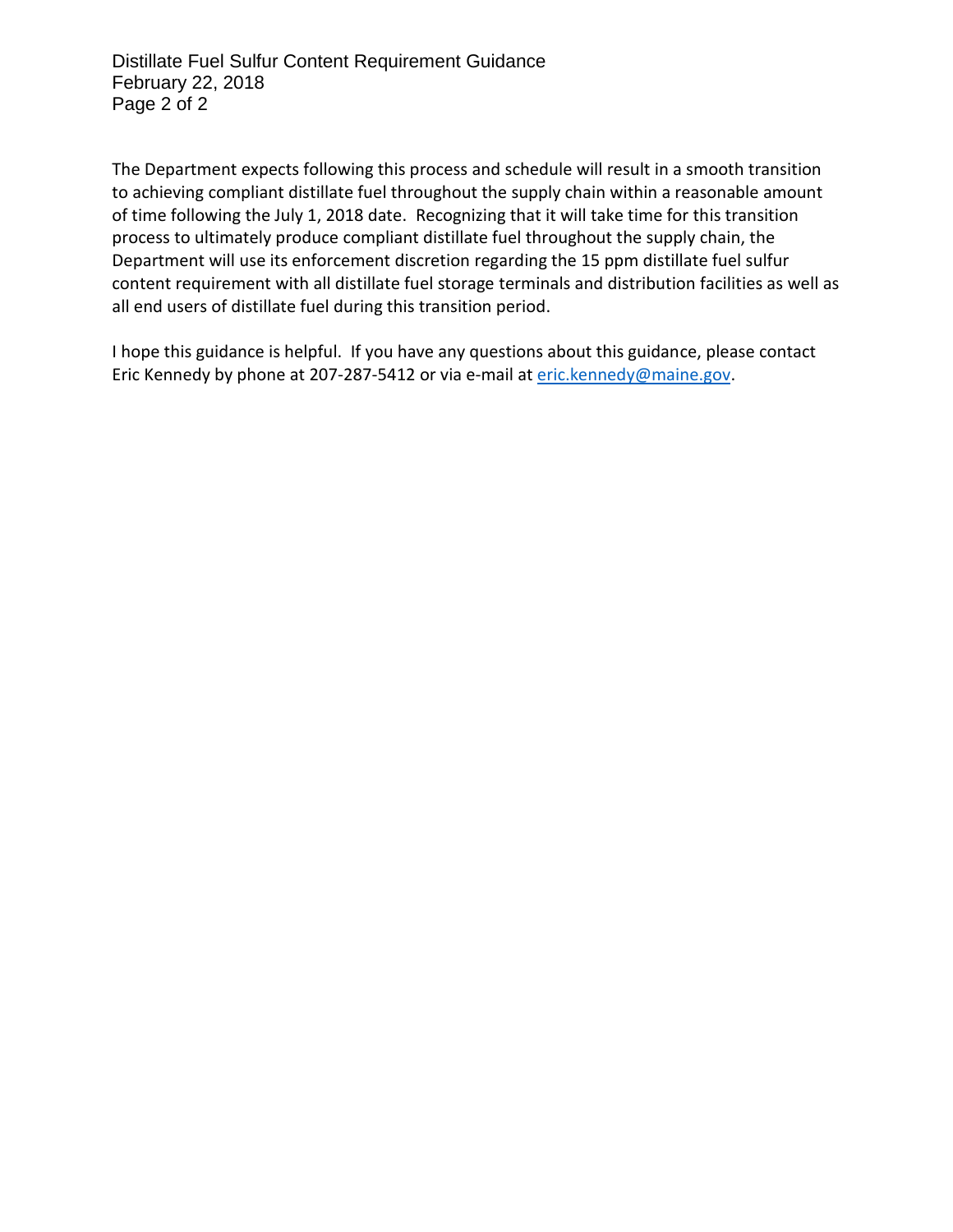The Department expects following this process and schedule will result in a smooth transition to achieving compliant distillate fuel throughout the supply chain within a reasonable amount of time following the July 1, 2018 date. Recognizing that it will take time for this transition process to ultimately produce compliant distillate fuel throughout the supply chain, the Department will use its enforcement discretion regarding the 15 ppm distillate fuel sulfur content requirement with all distillate fuel storage terminals and distribution facilities as well as all end users of distillate fuel during this transition period.

I hope this guidance is helpful. If you have any questions about this guidance, please contact Eric Kennedy by phone at 207-287-5412 or via e-mail at eric.kennedy@maine.gov.